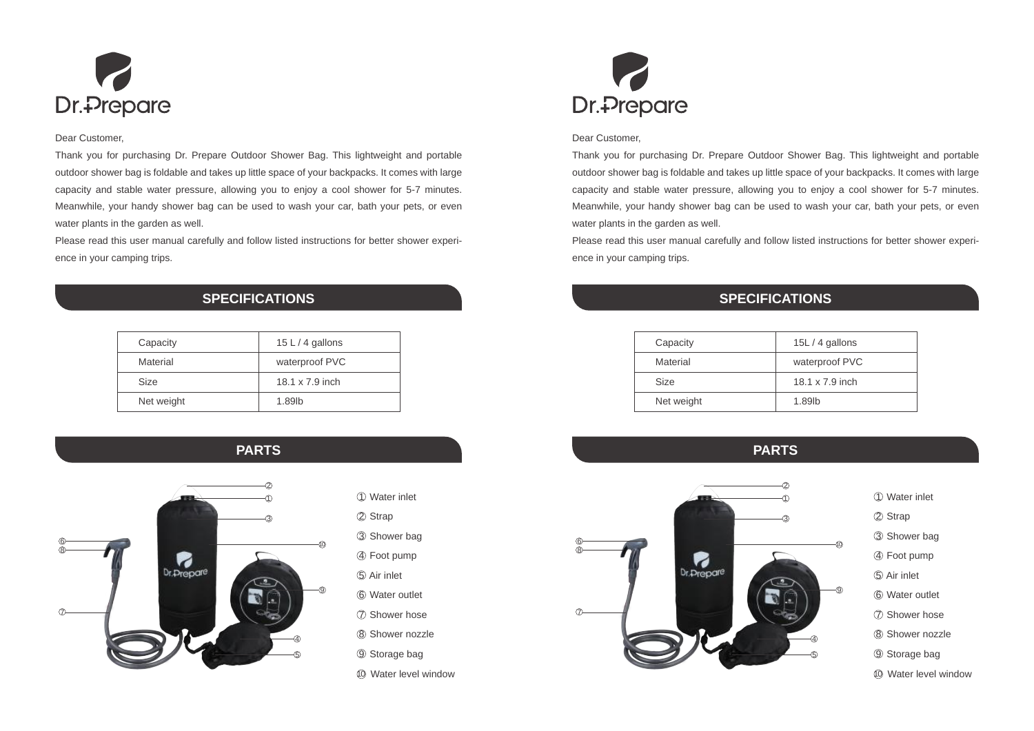Dr.Prepare

Dear Customer,

Thank you for purchasing Dr. Prepare Outdoor Shower Bag. This lightweight and portable outdoor shower bag is foldable and takes up little space of your backpacks. It comes with large capacity and stable water pressure, allowing you to enjoy a cool shower for 5-7 minutes. Meanwhile, your handy shower bag can be used to wash your car, bath your pets, or even water plants in the garden as well.

Please read this user manual carefully and follow listed instructions for better shower experience in your camping trips.

## SPECIFICATIONS

| Capacity | 15 L / 4 gallons |
| --- | --- |
| Material | waterproof PVC |
| Size | 18.1 x 7.9 inch |
| Net weight | 1.89lb |

## PARTS

① Water inlet
② Strap
③ Shower bag
④ Foot pump
⑤ Air inlet
⑥ Water outlet
⑦ Shower hose
⑧ Shower nozzle
⑨ Storage bag
⑩ Water level window

Dr.Prepare

Dear Customer,

Thank you for purchasing Dr. Prepare Outdoor Shower Bag. This lightweight and portable outdoor shower bag is foldable and takes up little space of your backpacks. It comes with large capacity and stable water pressure, allowing you to enjoy a cool shower for 5-7 minutes. Meanwhile, your handy shower bag can be used to wash your car, bath your pets, or even water plants in the garden as well.

Please read this user manual carefully and follow listed instructions for better shower experience in your camping trips.

## SPECIFICATIONS

| Capacity | 15L / 4 gallons |
| --- | --- |
| Material | waterproof PVC |
| Size | 18.1 x 7.9 inch |
| Net weight | 1.89lb |

## PARTS

① Water inlet
② Strap
③ Shower bag
④ Foot pump
⑤ Air inlet
⑥ Water outlet
⑦ Shower hose
⑧ Shower nozzle
⑨ Storage bag
⑩ Water level window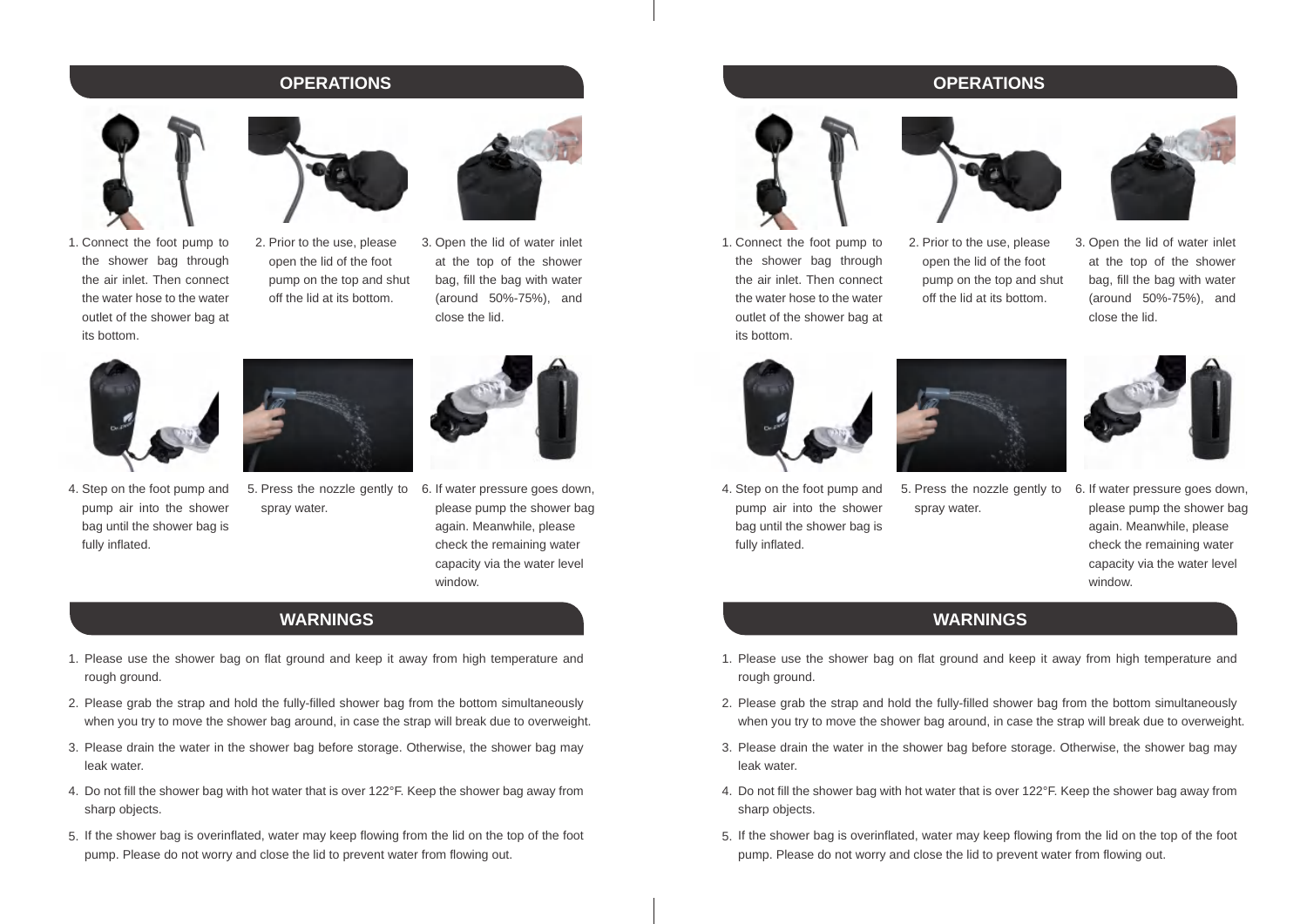## OPERATIONS

1. Connect the foot pump to the shower bag through the air inlet. Then connect the water hose to the water outlet of the shower bag at its bottom.
2. Prior to the use, please open the lid of the foot pump on the top and shut off the lid at its bottom.
3. Open the lid of water inlet at the top of the shower bag, fill the bag with water (around 50%-75%), and close the lid.
4. Step on the foot pump and pump air into the shower bag until the shower bag is fully inflated.
5. Press the nozzle gently to spray water.
6. If water pressure goes down, please pump the shower bag again. Meanwhile, please check the remaining water capacity via the water level window.

## WARNINGS

1. Please use the shower bag on flat ground and keep it away from high temperature and rough ground.
2. Please grab the strap and hold the fully-filled shower bag from the bottom simultaneously when you try to move the shower bag around, in case the strap will break due to overweight.
3. Please drain the water in the shower bag before storage. Otherwise, the shower bag may leak water.
4. Do not fill the shower bag with hot water that is over 122°F. Keep the shower bag away from sharp objects.
5. If the shower bag is overinflated, water may keep flowing from the lid on the top of the foot pump. Please do not worry and close the lid to prevent water from flowing out.

## OPERATIONS

1. Connect the foot pump to the shower bag through the air inlet. Then connect the water hose to the water outlet of the shower bag at its bottom.
2. Prior to the use, please open the lid of the foot pump on the top and shut off the lid at its bottom.
3. Open the lid of water inlet at the top of the shower bag, fill the bag with water (around 50%-75%), and close the lid.
4. Step on the foot pump and pump air into the shower bag until the shower bag is fully inflated.
5. Press the nozzle gently to spray water.
6. If water pressure goes down, please pump the shower bag again. Meanwhile, please check the remaining water capacity via the water level window.

## WARNINGS

1. Please use the shower bag on flat ground and keep it away from high temperature and rough ground.
2. Please grab the strap and hold the fully-filled shower bag from the bottom simultaneously when you try to move the shower bag around, in case the strap will break due to overweight.
3. Please drain the water in the shower bag before storage. Otherwise, the shower bag may leak water.
4. Do not fill the shower bag with hot water that is over 122°F. Keep the shower bag away from sharp objects.
5. If the shower bag is overinflated, water may keep flowing from the lid on the top of the foot pump. Please do not worry and close the lid to prevent water from flowing out.